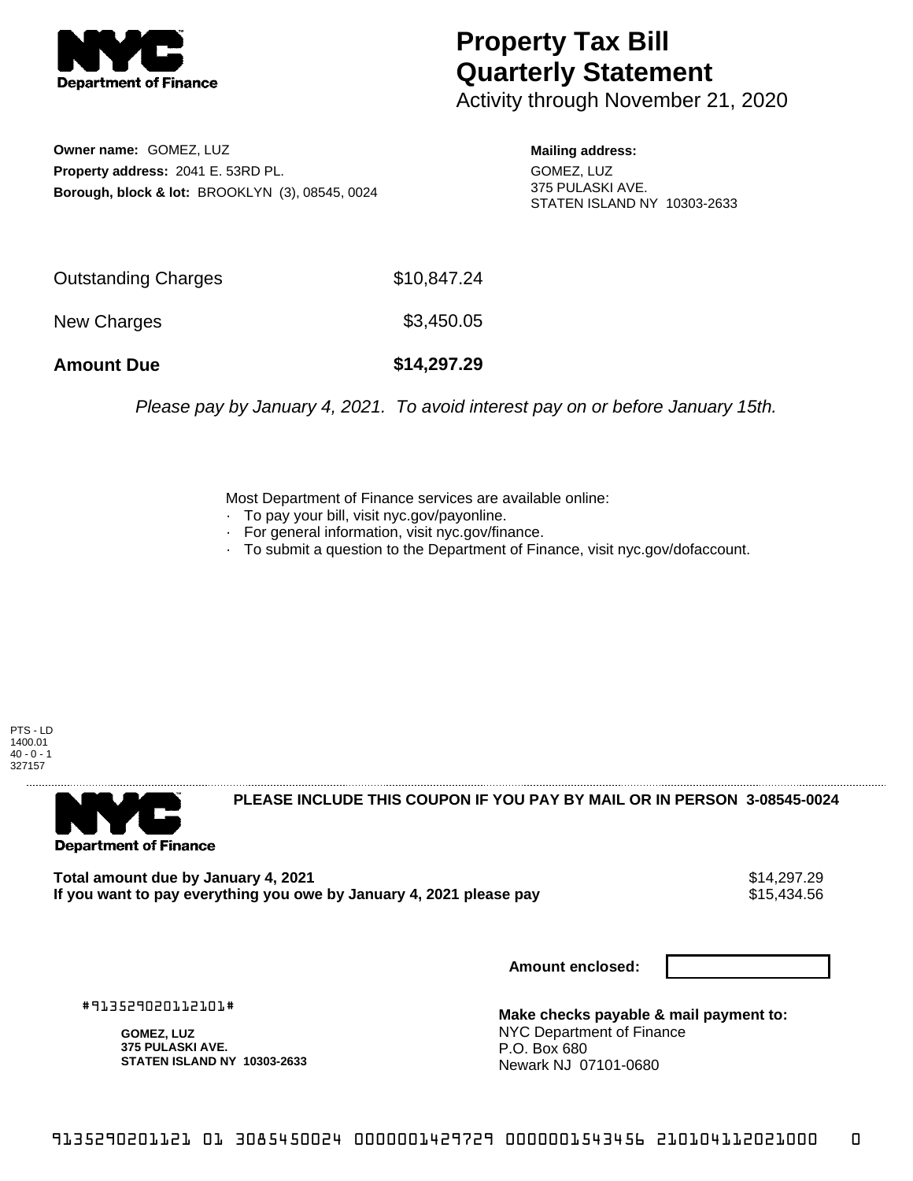# Property Tax Bill Quarterly Statement

Activity through November 21, 2020

**Owner name:** GOMEZ, LUZ
**Property address:** 2041 E. 53RD PL.
**Borough, block & lot:** BROOKLYN (3), 08545, 0024

**Mailing address:**
GOMEZ, LUZ
375 PULASKI AVE.
STATEN ISLAND NY 10303-2633

| | |
|---|---|
| Outstanding Charges | $10,847.24 |
| New Charges | $3,450.05 |
| **Amount Due** | **$14,297.29** |

*Please pay by January 4, 2021. To avoid interest pay on or before January 15th.*

Most Department of Finance services are available online:
- To pay your bill, visit nyc.gov/payonline.
- For general information, visit nyc.gov/finance.
- To submit a question to the Department of Finance, visit nyc.gov/dofaccount.

PTS - LD
1400.01
40 - 0 - 1
327157

**PLEASE INCLUDE THIS COUPON IF YOU PAY BY MAIL OR IN PERSON 3-08545-0024**

| | |
|---|---|
| **Total amount due by January 4, 2021** | $14,297.29 |
| **If you want to pay everything you owe by January 4, 2021 please pay** | $15,434.56 |

**Amount enclosed:**

#913529020112101#

**GOMEZ, LUZ**
**375 PULASKI AVE.**
**STATEN ISLAND NY 10303-2633**

**Make checks payable & mail payment to:**
NYC Department of Finance
P.O. Box 680
Newark NJ 07101-0680

9135290201121 01 3085450024 0000001429729 0000001543456 210104112021000 0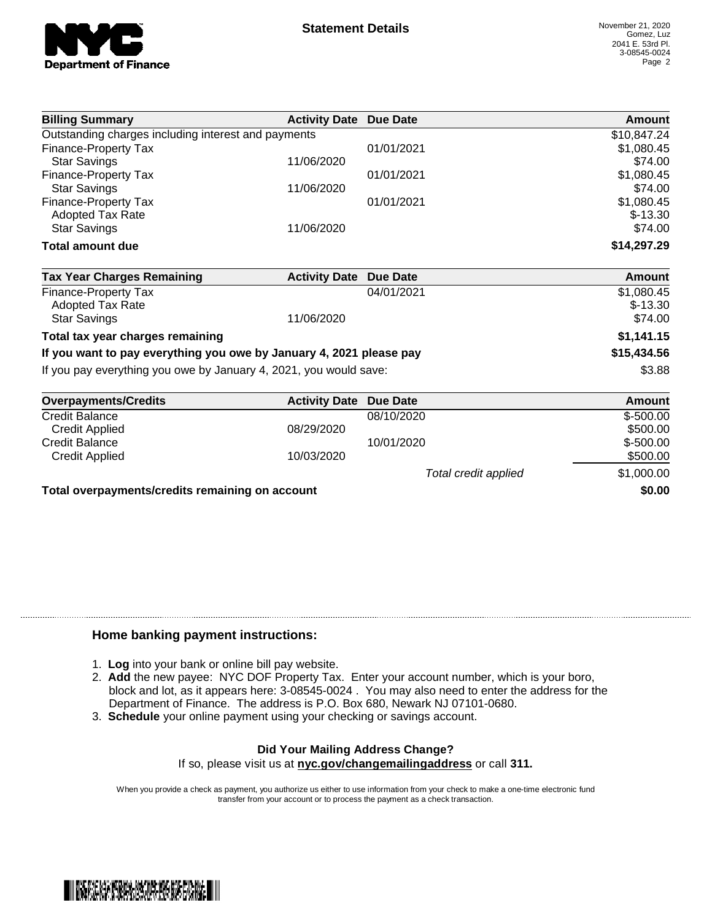**Statement Details**

November 21, 2020
Gomez, Luz
2041 E. 53rd Pl.
3-08545-0024

| Billing Summary | Activity Date | Due Date | Amount |
| --- | --- | --- | --- |
| Outstanding charges including interest and payments | | | $10,847.24 |
| Finance-Property Tax | | 01/01/2021 | $1,080.45 |
| Star Savings | 11/06/2020 | | $74.00 |
| Finance-Property Tax | | 01/01/2021 | $1,080.45 |
| Star Savings | 11/06/2020 | | $74.00 |
| Finance-Property Tax | | 01/01/2021 | $1,080.45 |
| Adopted Tax Rate | | | $-13.30 |
| Star Savings | 11/06/2020 | | $74.00 |
| **Total amount due** | | | **$14,297.29** |

| Tax Year Charges Remaining | Activity Date | Due Date | Amount |
| --- | --- | --- | --- |
| Finance-Property Tax | | 04/01/2021 | $1,080.45 |
| Adopted Tax Rate | | | $-13.30 |
| Star Savings | 11/06/2020 | | $74.00 |
| **Total tax year charges remaining** | | | **$1,141.15** |
| **If you want to pay everything you owe by January 4, 2021 please pay** | | | **$15,434.56** |
| If you pay everything you owe by January 4, 2021, you would save: | | | $3.88 |

| Overpayments/Credits | Activity Date | Due Date | Amount |
| --- | --- | --- | --- |
| Credit Balance | | 08/10/2020 | $-500.00 |
| Credit Applied | 08/29/2020 | | $500.00 |
| Credit Balance | | 10/01/2020 | $-500.00 |
| Credit Applied | 10/03/2020 | | $500.00 |
| | | *Total credit applied* | $1,000.00 |
| **Total overpayments/credits remaining on account** | | | **$0.00** |

### Home banking payment instructions:

1. **Log** into your bank or online bill pay website.
2. **Add** the new payee: NYC DOF Property Tax. Enter your account number, which is your boro, block and lot, as it appears here: 3-08545-0024 . You may also need to enter the address for the Department of Finance. The address is P.O. Box 680, Newark NJ 07101-0680.
3. **Schedule** your online payment using your checking or savings account.

**Did Your Mailing Address Change?**
If so, please visit us at **nyc.gov/changemailingaddress** or call **311.**

When you provide a check as payment, you authorize us either to use information from your check to make a one-time electronic fund transfer from your account or to process the payment as a check transaction.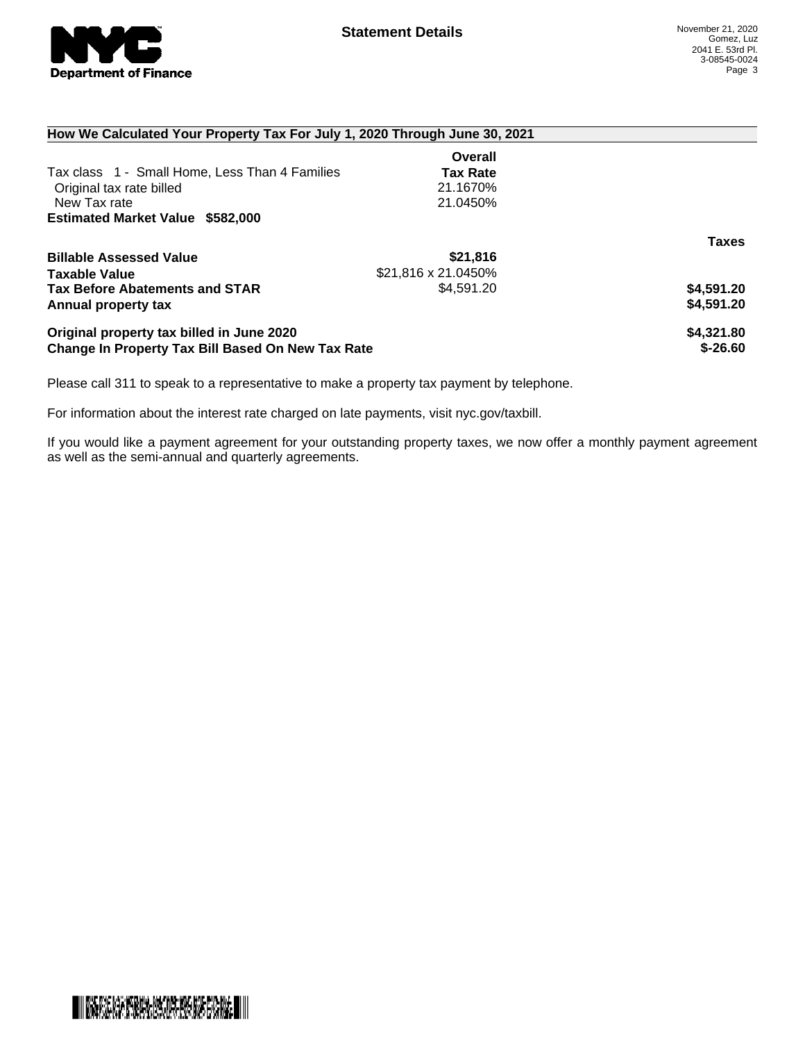**Statement Details**

November 21, 2020
Gomez, Luz
2041 E. 53rd Pl.
3-08545-0024

## How We Calculated Your Property Tax For July 1, 2020 Through June 30, 2021

| | Overall Tax Rate | |
|---|---|---|
| Tax class 1 - Small Home, Less Than 4 Families | | |
| Original tax rate billed | 21.1670% | |
| New Tax rate | 21.0450% | |
| **Estimated Market Value $582,000** | | |
| | | **Taxes** |
| **Billable Assessed Value** | **$21,816** | |
| **Taxable Value** | $21,816 x 21.0450% | |
| **Tax Before Abatements and STAR** | $4,591.20 | **$4,591.20** |
| **Annual property tax** | | **$4,591.20** |
| **Original property tax billed in June 2020** | | **$4,321.80** |
| **Change In Property Tax Bill Based On New Tax Rate** | | **$-26.60** |

Please call 311 to speak to a representative to make a property tax payment by telephone.

For information about the interest rate charged on late payments, visit nyc.gov/taxbill.

If you would like a payment agreement for your outstanding property taxes, we now offer a monthly payment agreement as well as the semi-annual and quarterly agreements.